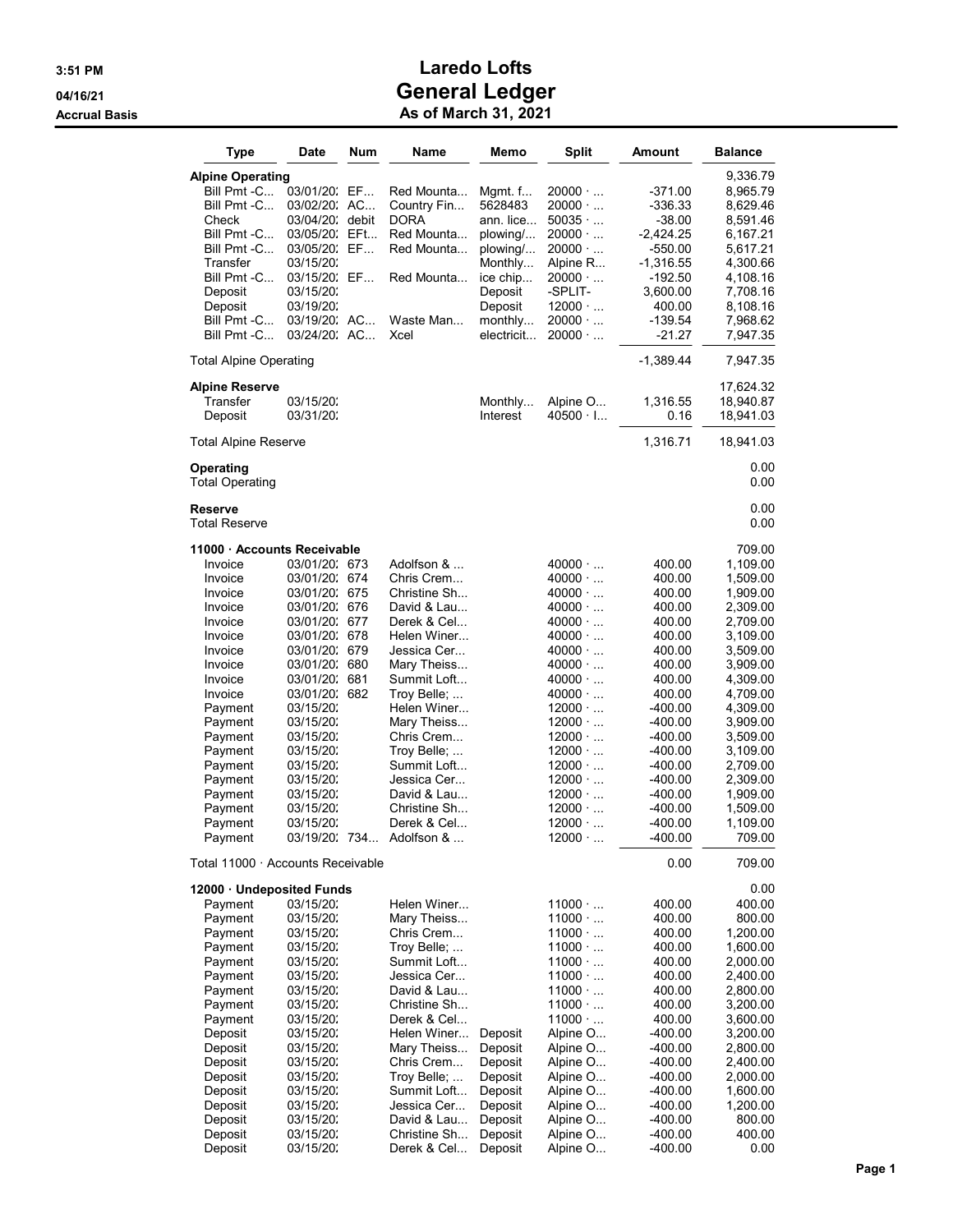# Laredo Lofts

## General Ledger

### As of March 31, 2021

3:51 PM
04/16/21
Accrual Basis

| Type | Date | Num | Name | Memo | Split | Amount | Balance |
|---|---|---|---|---|---|---|---|
| **Alpine Operating** | | | | | | | 9,336.79 |
| Bill Pmt -C... | 03/01/20: | EF... | Red Mounta... | Mgmt. f... | 20000 · ... | -371.00 | 8,965.79 |
| Bill Pmt -C... | 03/02/20: | AC... | Country Fin... | 5628483 | 20000 · ... | -336.33 | 8,629.46 |
| Check | 03/04/20: | debit | DORA | ann. lice... | 50035 · ... | -38.00 | 8,591.46 |
| Bill Pmt -C... | 03/05/20: | EFt... | Red Mounta... | plowing/... | 20000 · ... | -2,424.25 | 6,167.21 |
| Bill Pmt -C... | 03/05/20: | EF... | Red Mounta... | plowing/... | 20000 · ... | -550.00 | 5,617.21 |
| Transfer | 03/15/20: | | | Monthly... | Alpine R... | -1,316.55 | 4,300.66 |
| Bill Pmt -C... | 03/15/20: | EF... | Red Mounta... | ice chip... | 20000 · ... | -192.50 | 4,108.16 |
| Deposit | 03/15/20: | | | Deposit | -SPLIT- | 3,600.00 | 7,708.16 |
| Deposit | 03/19/20: | | | Deposit | 12000 · ... | 400.00 | 8,108.16 |
| Bill Pmt -C... | 03/19/20: | AC... | Waste Man... | monthly... | 20000 · ... | -139.54 | 7,968.62 |
| Bill Pmt -C... | 03/24/20: | AC... | Xcel | electricit... | 20000 · ... | -21.27 | 7,947.35 |
| Total Alpine Operating | | | | | | -1,389.44 | 7,947.35 |
| **Alpine Reserve** | | | | | | | 17,624.32 |
| Transfer | 03/15/20: | | | Monthly... | Alpine O... | 1,316.55 | 18,940.87 |
| Deposit | 03/31/20: | | | Interest | 40500 · I... | 0.16 | 18,941.03 |
| Total Alpine Reserve | | | | | | 1,316.71 | 18,941.03 |
| **Operating** | | | | | | | 0.00 |
| Total Operating | | | | | | | 0.00 |
| **Reserve** | | | | | | | 0.00 |
| Total Reserve | | | | | | | 0.00 |
| **11000 · Accounts Receivable** | | | | | | | 709.00 |
| Invoice | 03/01/20: | 673 | Adolfson & ... | | 40000 · ... | 400.00 | 1,109.00 |
| Invoice | 03/01/20: | 674 | Chris Crem... | | 40000 · ... | 400.00 | 1,509.00 |
| Invoice | 03/01/20: | 675 | Christine Sh... | | 40000 · ... | 400.00 | 1,909.00 |
| Invoice | 03/01/20: | 676 | David & Lau... | | 40000 · ... | 400.00 | 2,309.00 |
| Invoice | 03/01/20: | 677 | Derek & Cel... | | 40000 · ... | 400.00 | 2,709.00 |
| Invoice | 03/01/20: | 678 | Helen Winer... | | 40000 · ... | 400.00 | 3,109.00 |
| Invoice | 03/01/20: | 679 | Jessica Cer... | | 40000 · ... | 400.00 | 3,509.00 |
| Invoice | 03/01/20: | 680 | Mary Theiss... | | 40000 · ... | 400.00 | 3,909.00 |
| Invoice | 03/01/20: | 681 | Summit Loft... | | 40000 · ... | 400.00 | 4,309.00 |
| Invoice | 03/01/20: | 682 | Troy Belle; ... | | 40000 · ... | 400.00 | 4,709.00 |
| Payment | 03/15/20: | | Helen Winer... | | 12000 · ... | -400.00 | 4,309.00 |
| Payment | 03/15/20: | | Mary Theiss... | | 12000 · ... | -400.00 | 3,909.00 |
| Payment | 03/15/20: | | Chris Crem... | | 12000 · ... | -400.00 | 3,509.00 |
| Payment | 03/15/20: | | Troy Belle; ... | | 12000 · ... | -400.00 | 3,109.00 |
| Payment | 03/15/20: | | Summit Loft... | | 12000 · ... | -400.00 | 2,709.00 |
| Payment | 03/15/20: | | Jessica Cer... | | 12000 · ... | -400.00 | 2,309.00 |
| Payment | 03/15/20: | | David & Lau... | | 12000 · ... | -400.00 | 1,909.00 |
| Payment | 03/15/20: | | Christine Sh... | | 12000 · ... | -400.00 | 1,509.00 |
| Payment | 03/15/20: | | Derek & Cel... | | 12000 · ... | -400.00 | 1,109.00 |
| Payment | 03/19/20: | 734... | Adolfson & ... | | 12000 · ... | -400.00 | 709.00 |
| Total 11000 · Accounts Receivable | | | | | | 0.00 | 709.00 |
| **12000 · Undeposited Funds** | | | | | | | 0.00 |
| Payment | 03/15/20: | | Helen Winer... | | 11000 · ... | 400.00 | 400.00 |
| Payment | 03/15/20: | | Mary Theiss... | | 11000 · ... | 400.00 | 800.00 |
| Payment | 03/15/20: | | Chris Crem... | | 11000 · ... | 400.00 | 1,200.00 |
| Payment | 03/15/20: | | Troy Belle; ... | | 11000 · ... | 400.00 | 1,600.00 |
| Payment | 03/15/20: | | Summit Loft... | | 11000 · ... | 400.00 | 2,000.00 |
| Payment | 03/15/20: | | Jessica Cer... | | 11000 · ... | 400.00 | 2,400.00 |
| Payment | 03/15/20: | | David & Lau... | | 11000 · ... | 400.00 | 2,800.00 |
| Payment | 03/15/20: | | Christine Sh... | | 11000 · ... | 400.00 | 3,200.00 |
| Payment | 03/15/20: | | Derek & Cel... | | 11000 · ... | 400.00 | 3,600.00 |
| Deposit | 03/15/20: | | Helen Winer... | Deposit | Alpine O... | -400.00 | 3,200.00 |
| Deposit | 03/15/20: | | Mary Theiss... | Deposit | Alpine O... | -400.00 | 2,800.00 |
| Deposit | 03/15/20: | | Chris Crem... | Deposit | Alpine O... | -400.00 | 2,400.00 |
| Deposit | 03/15/20: | | Troy Belle; ... | Deposit | Alpine O... | -400.00 | 2,000.00 |
| Deposit | 03/15/20: | | Summit Loft... | Deposit | Alpine O... | -400.00 | 1,600.00 |
| Deposit | 03/15/20: | | Jessica Cer... | Deposit | Alpine O... | -400.00 | 1,200.00 |
| Deposit | 03/15/20: | | David & Lau... | Deposit | Alpine O... | -400.00 | 800.00 |
| Deposit | 03/15/20: | | Christine Sh... | Deposit | Alpine O... | -400.00 | 400.00 |
| Deposit | 03/15/20: | | Derek & Cel... | Deposit | Alpine O... | -400.00 | 0.00 |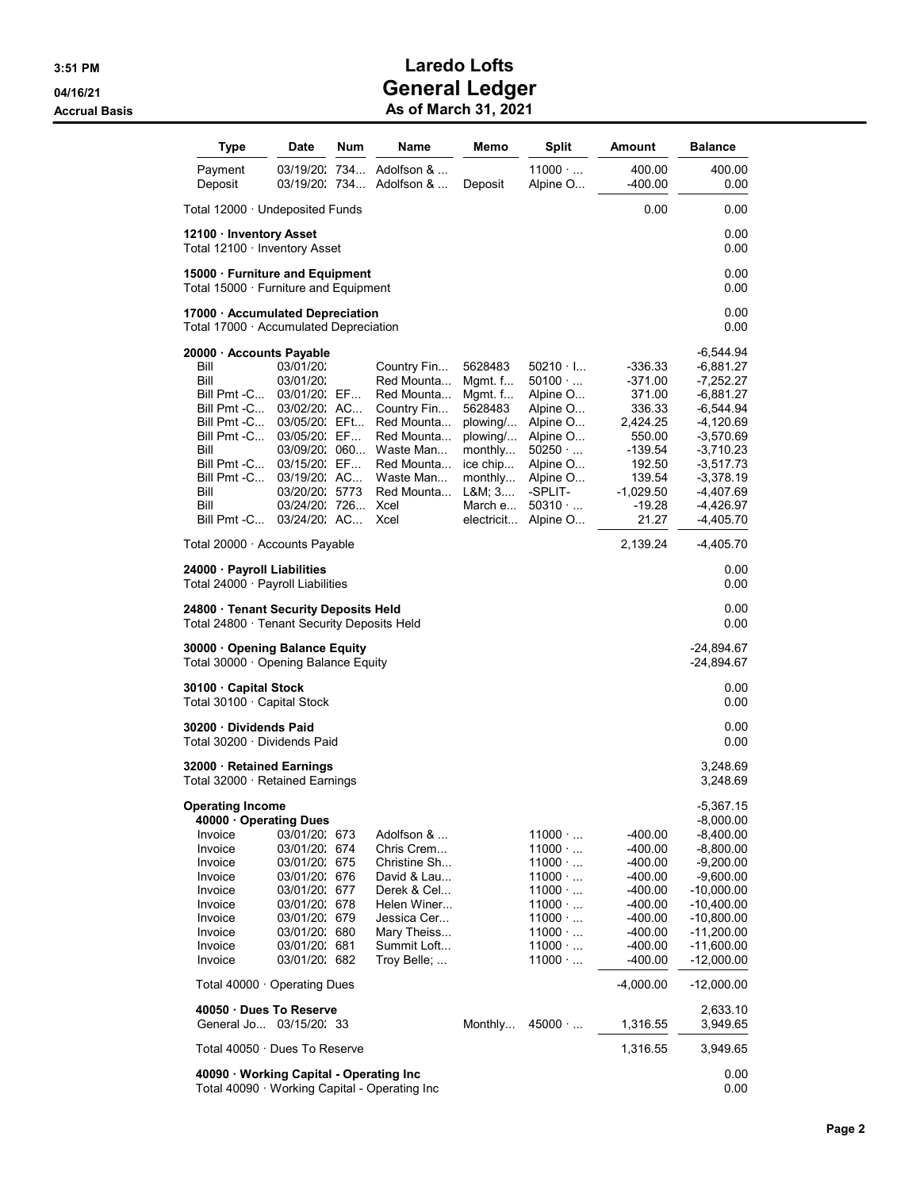# Laredo Lofts
# General Ledger
## As of March 31, 2021

3:51 PM
04/16/21
Accrual Basis

| Type | Date | Num | Name | Memo | Split | Amount | Balance |
|---|---|---|---|---|---|---|---|
| Payment | 03/19/20: | 734... | Adolfson & ... | | 11000 · ... | 400.00 | 400.00 |
| Deposit | 03/19/20: | 734... | Adolfson & ... | Deposit | Alpine O... | -400.00 | 0.00 |
| Total 12000 · Undeposited Funds | | | | | | 0.00 | 0.00 |
| **12100 · Inventory Asset** | | | | | | | 0.00 |
| Total 12100 · Inventory Asset | | | | | | | 0.00 |
| **15000 · Furniture and Equipment** | | | | | | | 0.00 |
| Total 15000 · Furniture and Equipment | | | | | | | 0.00 |
| **17000 · Accumulated Depreciation** | | | | | | | 0.00 |
| Total 17000 · Accumulated Depreciation | | | | | | | 0.00 |
| **20000 · Accounts Payable** | | | | | | | -6,544.94 |
| Bill | 03/01/20: | | Country Fin... | 5628483 | 50210 · I... | -336.33 | -6,881.27 |
| Bill | 03/01/20: | | Red Mounta... | Mgmt. f... | 50100 · ... | -371.00 | -7,252.27 |
| Bill Pmt -C... | 03/01/20: | EF... | Red Mounta... | Mgmt. f... | Alpine O... | 371.00 | -6,881.27 |
| Bill Pmt -C... | 03/02/20: | AC... | Country Fin... | 5628483 | Alpine O... | 336.33 | -6,544.94 |
| Bill Pmt -C... | 03/05/20: | EFt... | Red Mounta... | plowing/... | Alpine O... | 2,424.25 | -4,120.69 |
| Bill Pmt -C... | 03/05/20: | EF... | Red Mounta... | plowing/... | Alpine O... | 550.00 | -3,570.69 |
| Bill | 03/09/20: | 060... | Waste Man... | monthly... | 50250 · ... | -139.54 | -3,710.23 |
| Bill Pmt -C... | 03/15/20: | EF... | Red Mounta... | ice chip... | Alpine O... | 192.50 | -3,517.73 |
| Bill Pmt -C... | 03/19/20: | AC... | Waste Man... | monthly... | Alpine O... | 139.54 | -3,378.19 |
| Bill | 03/20/20: | 5773 | Red Mounta... | L&M; 3.... | -SPLIT- | -1,029.50 | -4,407.69 |
| Bill | 03/24/20: | 726... | Xcel | March e... | 50310 · ... | -19.28 | -4,426.97 |
| Bill Pmt -C... | 03/24/20: | AC... | Xcel | electricit... | Alpine O... | 21.27 | -4,405.70 |
| Total 20000 · Accounts Payable | | | | | | 2,139.24 | -4,405.70 |
| **24000 · Payroll Liabilities** | | | | | | | 0.00 |
| Total 24000 · Payroll Liabilities | | | | | | | 0.00 |
| **24800 · Tenant Security Deposits Held** | | | | | | | 0.00 |
| Total 24800 · Tenant Security Deposits Held | | | | | | | 0.00 |
| **30000 · Opening Balance Equity** | | | | | | | -24,894.67 |
| Total 30000 · Opening Balance Equity | | | | | | | -24,894.67 |
| **30100 · Capital Stock** | | | | | | | 0.00 |
| Total 30100 · Capital Stock | | | | | | | 0.00 |
| **30200 · Dividends Paid** | | | | | | | 0.00 |
| Total 30200 · Dividends Paid | | | | | | | 0.00 |
| **32000 · Retained Earnings** | | | | | | | 3,248.69 |
| Total 32000 · Retained Earnings | | | | | | | 3,248.69 |
| **Operating Income** | | | | | | | -5,367.15 |
| **40000 · Operating Dues** | | | | | | | -8,000.00 |
| Invoice | 03/01/20: | 673 | Adolfson & ... | | 11000 · ... | -400.00 | -8,400.00 |
| Invoice | 03/01/20: | 674 | Chris Crem... | | 11000 · ... | -400.00 | -8,800.00 |
| Invoice | 03/01/20: | 675 | Christine Sh... | | 11000 · ... | -400.00 | -9,200.00 |
| Invoice | 03/01/20: | 676 | David & Lau... | | 11000 · ... | -400.00 | -9,600.00 |
| Invoice | 03/01/20: | 677 | Derek & Cel... | | 11000 · ... | -400.00 | -10,000.00 |
| Invoice | 03/01/20: | 678 | Helen Winer... | | 11000 · ... | -400.00 | -10,400.00 |
| Invoice | 03/01/20: | 679 | Jessica Cer... | | 11000 · ... | -400.00 | -10,800.00 |
| Invoice | 03/01/20: | 680 | Mary Theiss... | | 11000 · ... | -400.00 | -11,200.00 |
| Invoice | 03/01/20: | 681 | Summit Loft... | | 11000 · ... | -400.00 | -11,600.00 |
| Invoice | 03/01/20: | 682 | Troy Belle; ... | | 11000 · ... | -400.00 | -12,000.00 |
| Total 40000 · Operating Dues | | | | | | -4,000.00 | -12,000.00 |
| **40050 · Dues To Reserve** | | | | | | | 2,633.10 |
| General Jo... | 03/15/20: | 33 | | Monthly... | 45000 · ... | 1,316.55 | 3,949.65 |
| Total 40050 · Dues To Reserve | | | | | | 1,316.55 | 3,949.65 |
| **40090 · Working Capital - Operating Inc** | | | | | | | 0.00 |
| Total 40090 · Working Capital - Operating Inc | | | | | | | 0.00 |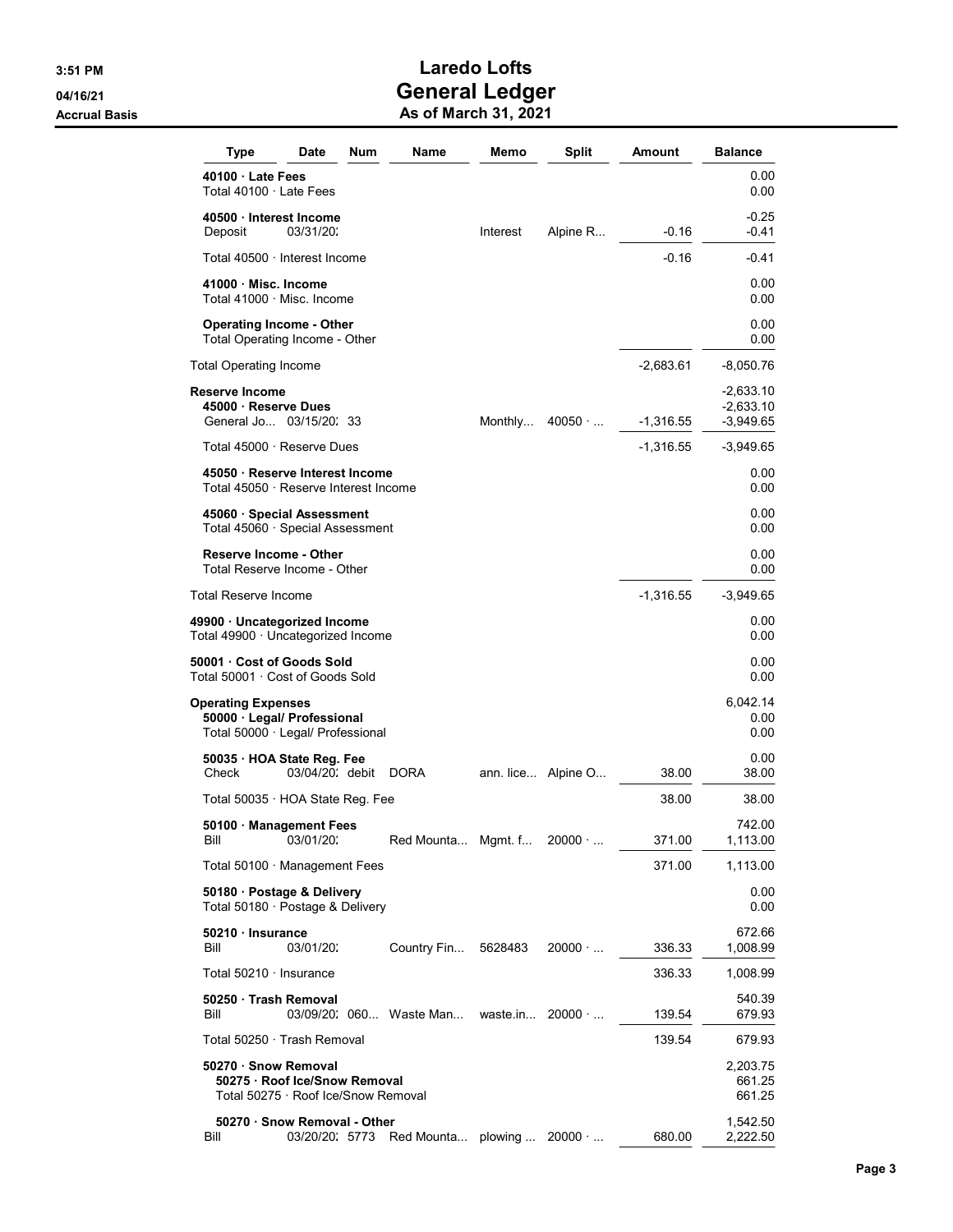# Laredo Lofts
# General Ledger
## As of March 31, 2021

3:51 PM
04/16/21
Accrual Basis

| Type | Date | Num | Name | Memo | Split | Amount | Balance |
|---|---|---|---|---|---|---|---|
| **40100 · Late Fees** | | | | | | | 0.00 |
| Total 40100 · Late Fees | | | | | | | 0.00 |
| **40500 · Interest Income** | | | | | | | -0.25 |
| Deposit | 03/31/20: | | | Interest | Alpine R... | -0.16 | -0.41 |
| Total 40500 · Interest Income | | | | | | -0.16 | -0.41 |
| **41000 · Misc. Income** | | | | | | | 0.00 |
| Total 41000 · Misc. Income | | | | | | | 0.00 |
| **Operating Income - Other** | | | | | | | 0.00 |
| Total Operating Income - Other | | | | | | | 0.00 |
| Total Operating Income | | | | | | -2,683.61 | -8,050.76 |
| **Reserve Income** | | | | | | | -2,633.10 |
| **45000 · Reserve Dues** | | | | | | | -2,633.10 |
| General Jo... | 03/15/20: | 33 | | Monthly... | 40050 · ... | -1,316.55 | -3,949.65 |
| Total 45000 · Reserve Dues | | | | | | -1,316.55 | -3,949.65 |
| **45050 · Reserve Interest Income** | | | | | | | 0.00 |
| Total 45050 · Reserve Interest Income | | | | | | | 0.00 |
| **45060 · Special Assessment** | | | | | | | 0.00 |
| Total 45060 · Special Assessment | | | | | | | 0.00 |
| **Reserve Income - Other** | | | | | | | 0.00 |
| Total Reserve Income - Other | | | | | | | 0.00 |
| Total Reserve Income | | | | | | -1,316.55 | -3,949.65 |
| **49900 · Uncategorized Income** | | | | | | | 0.00 |
| Total 49900 · Uncategorized Income | | | | | | | 0.00 |
| **50001 · Cost of Goods Sold** | | | | | | | 0.00 |
| Total 50001 · Cost of Goods Sold | | | | | | | 0.00 |
| **Operating Expenses** | | | | | | | 6,042.14 |
| **50000 · Legal/ Professional** | | | | | | | 0.00 |
| Total 50000 · Legal/ Professional | | | | | | | 0.00 |
| **50035 · HOA State Reg. Fee** | | | | | | | 0.00 |
| Check | 03/04/20: | debit | DORA | ann. lice... | Alpine O... | 38.00 | 38.00 |
| Total 50035 · HOA State Reg. Fee | | | | | | 38.00 | 38.00 |
| **50100 · Management Fees** | | | | | | | 742.00 |
| Bill | 03/01/20: | | Red Mounta... | Mgmt. f... | 20000 · ... | 371.00 | 1,113.00 |
| Total 50100 · Management Fees | | | | | | 371.00 | 1,113.00 |
| **50180 · Postage & Delivery** | | | | | | | 0.00 |
| Total 50180 · Postage & Delivery | | | | | | | 0.00 |
| **50210 · Insurance** | | | | | | | 672.66 |
| Bill | 03/01/20: | | Country Fin... | 5628483 | 20000 · ... | 336.33 | 1,008.99 |
| Total 50210 · Insurance | | | | | | 336.33 | 1,008.99 |
| **50250 · Trash Removal** | | | | | | | 540.39 |
| Bill | 03/09/20: | 060... | Waste Man... | waste.in... | 20000 · ... | 139.54 | 679.93 |
| Total 50250 · Trash Removal | | | | | | 139.54 | 679.93 |
| **50270 · Snow Removal** | | | | | | | 2,203.75 |
| **50275 · Roof Ice/Snow Removal** | | | | | | | 661.25 |
| Total 50275 · Roof Ice/Snow Removal | | | | | | | 661.25 |
| **50270 · Snow Removal - Other** | | | | | | | 1,542.50 |
| Bill | 03/20/20: | 5773 | Red Mounta... | plowing ... | 20000 · ... | 680.00 | 2,222.50 |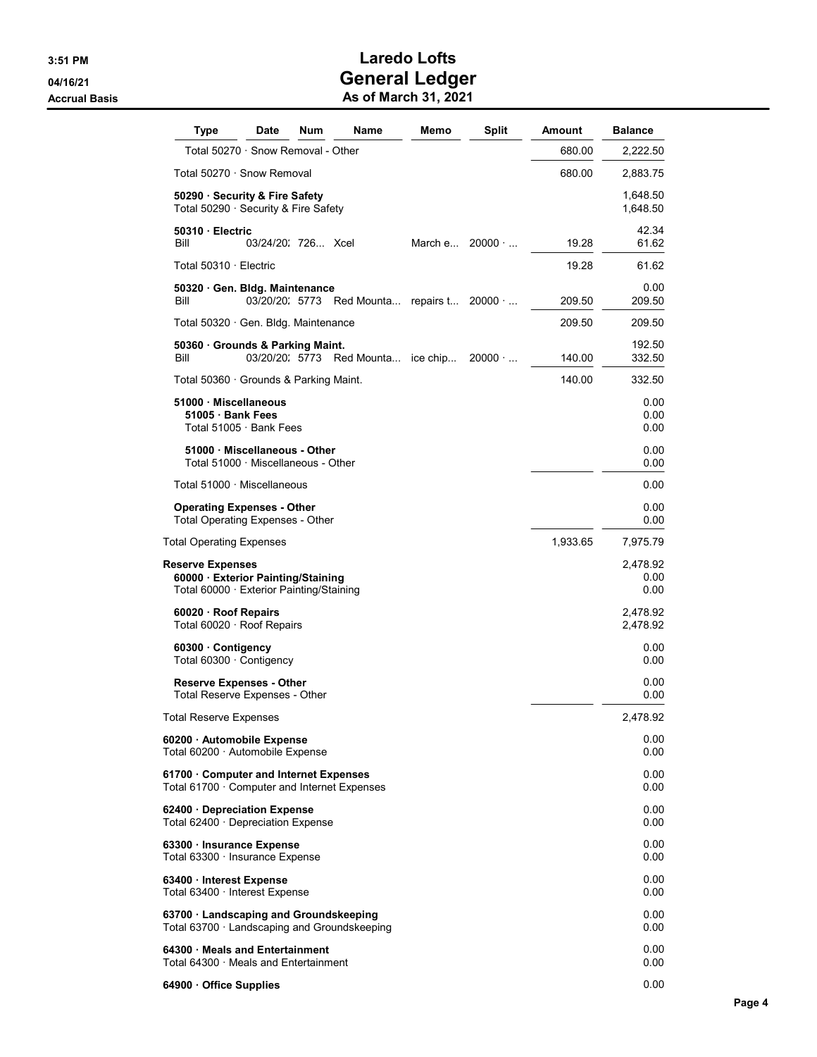**Laredo Lofts**
**General Ledger**
**As of March 31, 2021**

Accrual Basis

| Type | Date | Num | Name | Memo | Split | Amount | Balance |
|---|---|---|---|---|---|---|---|
| Total 50270 · Snow Removal - Other | | | | | | 680.00 | 2,222.50 |
| Total 50270 · Snow Removal | | | | | | 680.00 | 2,883.75 |
| **50290 · Security & Fire Safety** | | | | | | | 1,648.50 |
| Total 50290 · Security & Fire Safety | | | | | | | 1,648.50 |
| **50310 · Electric** | | | | | | | 42.34 |
| Bill | 03/24/20: | 726... | Xcel | March e... | 20000 · ... | 19.28 | 61.62 |
| Total 50310 · Electric | | | | | | 19.28 | 61.62 |
| **50320 · Gen. Bldg. Maintenance** | | | | | | | 0.00 |
| Bill | 03/20/20: | 5773 | Red Mounta... | repairs t... | 20000 · ... | 209.50 | 209.50 |
| Total 50320 · Gen. Bldg. Maintenance | | | | | | 209.50 | 209.50 |
| **50360 · Grounds & Parking Maint.** | | | | | | | 192.50 |
| Bill | 03/20/20: | 5773 | Red Mounta... | ice chip... | 20000 · ... | 140.00 | 332.50 |
| Total 50360 · Grounds & Parking Maint. | | | | | | 140.00 | 332.50 |
| **51000 · Miscellaneous** | | | | | | | 0.00 |
| **51005 · Bank Fees** | | | | | | | 0.00 |
| Total 51005 · Bank Fees | | | | | | | 0.00 |
| **51000 · Miscellaneous - Other** | | | | | | | 0.00 |
| Total 51000 · Miscellaneous - Other | | | | | | | 0.00 |
| Total 51000 · Miscellaneous | | | | | | | 0.00 |
| **Operating Expenses - Other** | | | | | | | 0.00 |
| Total Operating Expenses - Other | | | | | | | 0.00 |
| Total Operating Expenses | | | | | | 1,933.65 | 7,975.79 |
| **Reserve Expenses** | | | | | | | 2,478.92 |
| **60000 · Exterior Painting/Staining** | | | | | | | 0.00 |
| Total 60000 · Exterior Painting/Staining | | | | | | | 0.00 |
| **60020 · Roof Repairs** | | | | | | | 2,478.92 |
| Total 60020 · Roof Repairs | | | | | | | 2,478.92 |
| **60300 · Contigency** | | | | | | | 0.00 |
| Total 60300 · Contigency | | | | | | | 0.00 |
| **Reserve Expenses - Other** | | | | | | | 0.00 |
| Total Reserve Expenses - Other | | | | | | | 0.00 |
| Total Reserve Expenses | | | | | | | 2,478.92 |
| **60200 · Automobile Expense** | | | | | | | 0.00 |
| Total 60200 · Automobile Expense | | | | | | | 0.00 |
| **61700 · Computer and Internet Expenses** | | | | | | | 0.00 |
| Total 61700 · Computer and Internet Expenses | | | | | | | 0.00 |
| **62400 · Depreciation Expense** | | | | | | | 0.00 |
| Total 62400 · Depreciation Expense | | | | | | | 0.00 |
| **63300 · Insurance Expense** | | | | | | | 0.00 |
| Total 63300 · Insurance Expense | | | | | | | 0.00 |
| **63400 · Interest Expense** | | | | | | | 0.00 |
| Total 63400 · Interest Expense | | | | | | | 0.00 |
| **63700 · Landscaping and Groundskeeping** | | | | | | | 0.00 |
| Total 63700 · Landscaping and Groundskeeping | | | | | | | 0.00 |
| **64300 · Meals and Entertainment** | | | | | | | 0.00 |
| Total 64300 · Meals and Entertainment | | | | | | | 0.00 |
| **64900 · Office Supplies** | | | | | | | 0.00 |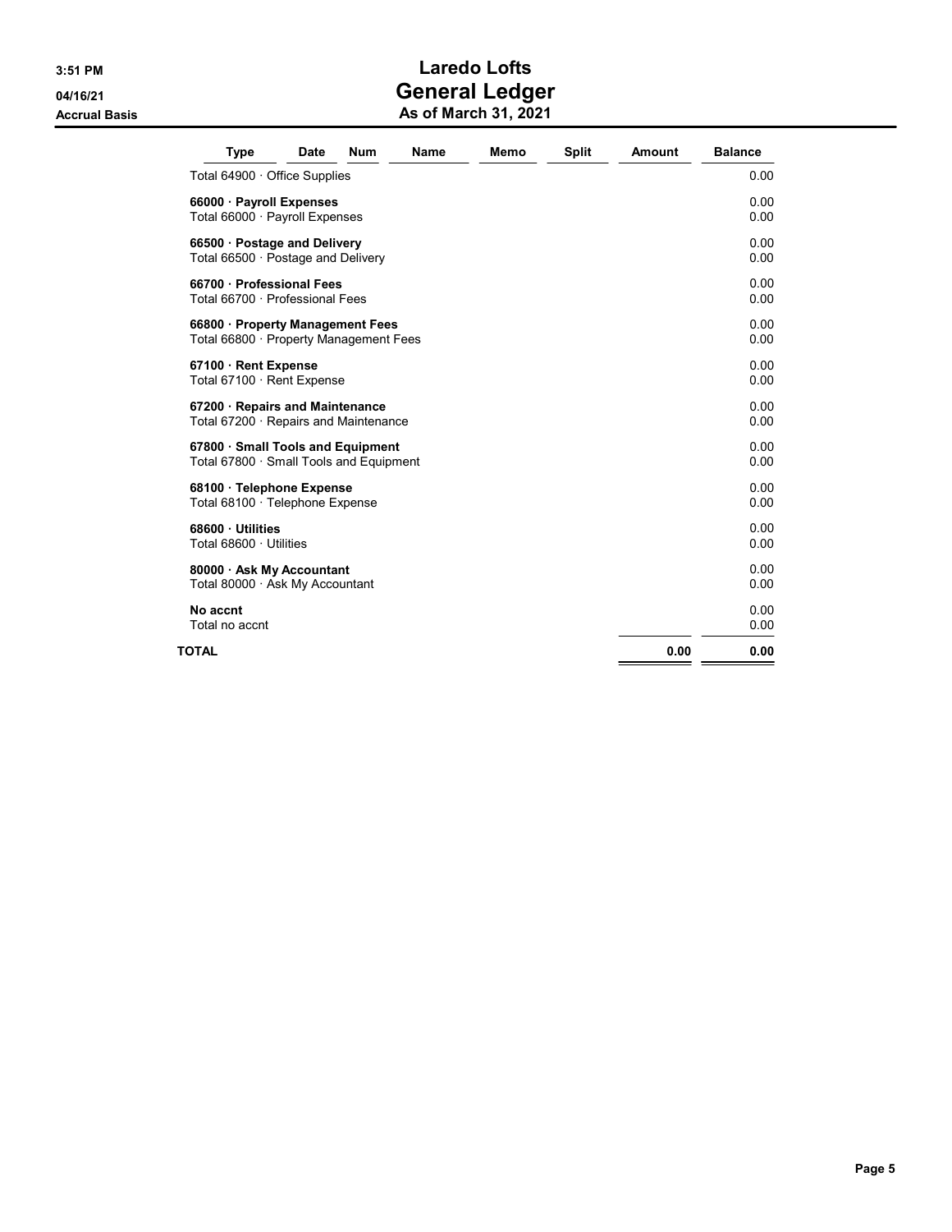# Laredo Lofts
## General Ledger
### As of March 31, 2021

3:51 PM
04/16/21
Accrual Basis

| Type | Date | Num | Name | Memo | Split | Amount | Balance |
|---|---|---|---|---|---|---|---|
| Total 64900 · Office Supplies | | | | | | | 0.00 |
| **66000 · Payroll Expenses** | | | | | | | 0.00 |
| Total 66000 · Payroll Expenses | | | | | | | 0.00 |
| **66500 · Postage and Delivery** | | | | | | | 0.00 |
| Total 66500 · Postage and Delivery | | | | | | | 0.00 |
| **66700 · Professional Fees** | | | | | | | 0.00 |
| Total 66700 · Professional Fees | | | | | | | 0.00 |
| **66800 · Property Management Fees** | | | | | | | 0.00 |
| Total 66800 · Property Management Fees | | | | | | | 0.00 |
| **67100 · Rent Expense** | | | | | | | 0.00 |
| Total 67100 · Rent Expense | | | | | | | 0.00 |
| **67200 · Repairs and Maintenance** | | | | | | | 0.00 |
| Total 67200 · Repairs and Maintenance | | | | | | | 0.00 |
| **67800 · Small Tools and Equipment** | | | | | | | 0.00 |
| Total 67800 · Small Tools and Equipment | | | | | | | 0.00 |
| **68100 · Telephone Expense** | | | | | | | 0.00 |
| Total 68100 · Telephone Expense | | | | | | | 0.00 |
| **68600 · Utilities** | | | | | | | 0.00 |
| Total 68600 · Utilities | | | | | | | 0.00 |
| **80000 · Ask My Accountant** | | | | | | | 0.00 |
| Total 80000 · Ask My Accountant | | | | | | | 0.00 |
| **No accnt** | | | | | | | 0.00 |
| Total no accnt | | | | | | | 0.00 |
| **TOTAL** | | | | | | **0.00** | **0.00** |